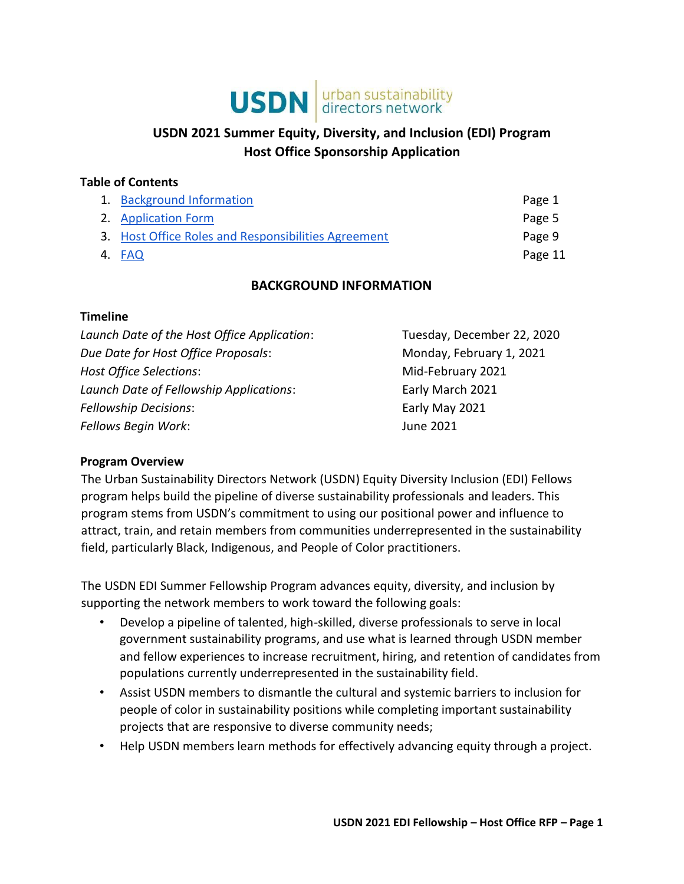USDN urban sustainability directors network

# USDN 2021 Summer Equity, Diversity, and Inclusion (EDI) Program
# Host Office Sponsorship Application

**Table of Contents**

| | |
|---|---|
| 1. Background Information | Page 1 |
| 2. Application Form | Page 5 |
| 3. Host Office Roles and Responsibilities Agreement | Page 9 |
| 4. FAQ | Page 11 |

## BACKGROUND INFORMATION

### Timeline

| | |
|---|---|
| *Launch Date of the Host Office Application*: | Tuesday, December 22, 2020 |
| *Due Date for Host Office Proposals*: | Monday, February 1, 2021 |
| *Host Office Selections*: | Mid-February 2021 |
| *Launch Date of Fellowship Applications*: | Early March 2021 |
| *Fellowship Decisions*: | Early May 2021 |
| *Fellows Begin Work*: | June 2021 |

### Program Overview

The Urban Sustainability Directors Network (USDN) Equity Diversity Inclusion (EDI) Fellows program helps build the pipeline of diverse sustainability professionals and leaders. This program stems from USDN's commitment to using our positional power and influence to attract, train, and retain members from communities underrepresented in the sustainability field, particularly Black, Indigenous, and People of Color practitioners.

The USDN EDI Summer Fellowship Program advances equity, diversity, and inclusion by supporting the network members to work toward the following goals:

- Develop a pipeline of talented, high-skilled, diverse professionals to serve in local government sustainability programs, and use what is learned through USDN member and fellow experiences to increase recruitment, hiring, and retention of candidates from populations currently underrepresented in the sustainability field.
- Assist USDN members to dismantle the cultural and systemic barriers to inclusion for people of color in sustainability positions while completing important sustainability projects that are responsive to diverse community needs;
- Help USDN members learn methods for effectively advancing equity through a project.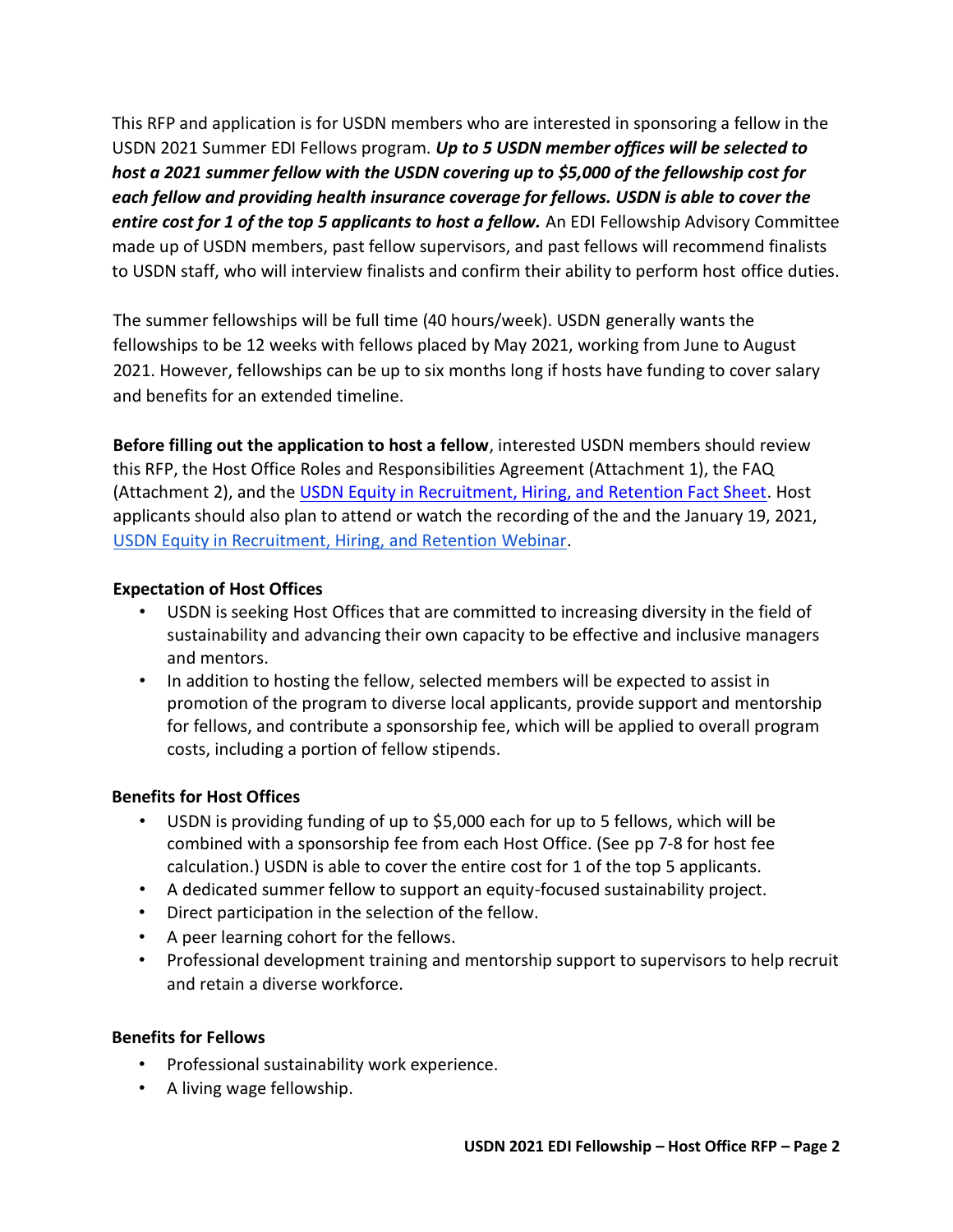This RFP and application is for USDN members who are interested in sponsoring a fellow in the USDN 2021 Summer EDI Fellows program. ***Up to 5 USDN member offices will be selected to host a 2021 summer fellow with the USDN covering up to $5,000 of the fellowship cost for each fellow and providing health insurance coverage for fellows. USDN is able to cover the entire cost for 1 of the top 5 applicants to host a fellow.*** An EDI Fellowship Advisory Committee made up of USDN members, past fellow supervisors, and past fellows will recommend finalists to USDN staff, who will interview finalists and confirm their ability to perform host office duties.

The summer fellowships will be full time (40 hours/week). USDN generally wants the fellowships to be 12 weeks with fellows placed by May 2021, working from June to August 2021. However, fellowships can be up to six months long if hosts have funding to cover salary and benefits for an extended timeline.

**Before filling out the application to host a fellow**, interested USDN members should review this RFP, the Host Office Roles and Responsibilities Agreement (Attachment 1), the FAQ (Attachment 2), and the USDN Equity in Recruitment, Hiring, and Retention Fact Sheet. Host applicants should also plan to attend or watch the recording of the and the January 19, 2021, USDN Equity in Recruitment, Hiring, and Retention Webinar.

### Expectation of Host Offices

- USDN is seeking Host Offices that are committed to increasing diversity in the field of sustainability and advancing their own capacity to be effective and inclusive managers and mentors.
- In addition to hosting the fellow, selected members will be expected to assist in promotion of the program to diverse local applicants, provide support and mentorship for fellows, and contribute a sponsorship fee, which will be applied to overall program costs, including a portion of fellow stipends.

### Benefits for Host Offices

- USDN is providing funding of up to $5,000 each for up to 5 fellows, which will be combined with a sponsorship fee from each Host Office. (See pp 7-8 for host fee calculation.) USDN is able to cover the entire cost for 1 of the top 5 applicants.
- A dedicated summer fellow to support an equity-focused sustainability project.
- Direct participation in the selection of the fellow.
- A peer learning cohort for the fellows.
- Professional development training and mentorship support to supervisors to help recruit and retain a diverse workforce.

### Benefits for Fellows

- Professional sustainability work experience.
- A living wage fellowship.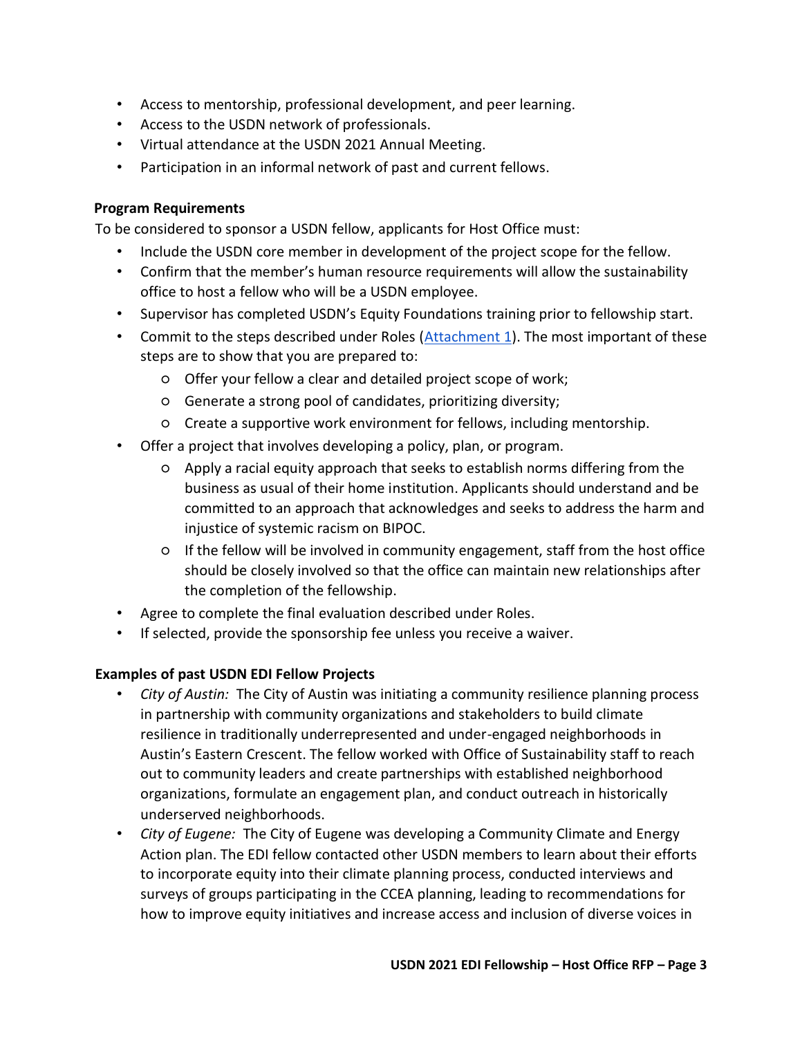- Access to mentorship, professional development, and peer learning.
- Access to the USDN network of professionals.
- Virtual attendance at the USDN 2021 Annual Meeting.
- Participation in an informal network of past and current fellows.

**Program Requirements**

To be considered to sponsor a USDN fellow, applicants for Host Office must:

- Include the USDN core member in development of the project scope for the fellow.
- Confirm that the member's human resource requirements will allow the sustainability office to host a fellow who will be a USDN employee.
- Supervisor has completed USDN's Equity Foundations training prior to fellowship start.
- Commit to the steps described under Roles (Attachment 1). The most important of these steps are to show that you are prepared to:
    - Offer your fellow a clear and detailed project scope of work;
    - Generate a strong pool of candidates, prioritizing diversity;
    - Create a supportive work environment for fellows, including mentorship.
- Offer a project that involves developing a policy, plan, or program.
    - Apply a racial equity approach that seeks to establish norms differing from the business as usual of their home institution. Applicants should understand and be committed to an approach that acknowledges and seeks to address the harm and injustice of systemic racism on BIPOC.
    - If the fellow will be involved in community engagement, staff from the host office should be closely involved so that the office can maintain new relationships after the completion of the fellowship.
- Agree to complete the final evaluation described under Roles.
- If selected, provide the sponsorship fee unless you receive a waiver.

**Examples of past USDN EDI Fellow Projects**

- *City of Austin:* The City of Austin was initiating a community resilience planning process in partnership with community organizations and stakeholders to build climate resilience in traditionally underrepresented and under-engaged neighborhoods in Austin's Eastern Crescent. The fellow worked with Office of Sustainability staff to reach out to community leaders and create partnerships with established neighborhood organizations, formulate an engagement plan, and conduct outreach in historically underserved neighborhoods.
- *City of Eugene:* The City of Eugene was developing a Community Climate and Energy Action plan. The EDI fellow contacted other USDN members to learn about their efforts to incorporate equity into their climate planning process, conducted interviews and surveys of groups participating in the CCEA planning, leading to recommendations for how to improve equity initiatives and increase access and inclusion of diverse voices in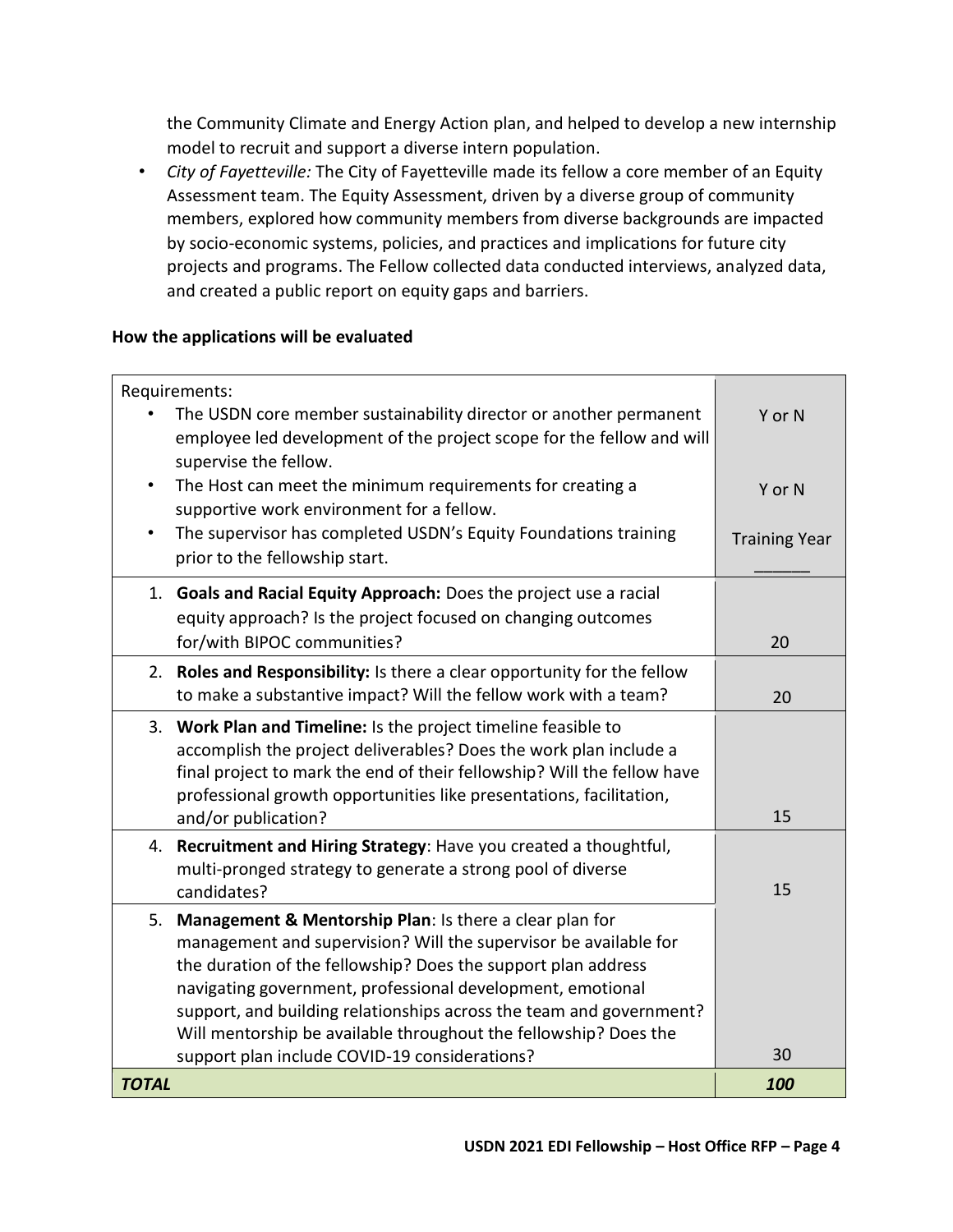the Community Climate and Energy Action plan, and helped to develop a new internship model to recruit and support a diverse intern population.

- *City of Fayetteville:* The City of Fayetteville made its fellow a core member of an Equity Assessment team. The Equity Assessment, driven by a diverse group of community members, explored how community members from diverse backgrounds are impacted by socio-economic systems, policies, and practices and implications for future city projects and programs. The Fellow collected data conducted interviews, analyzed data, and created a public report on equity gaps and barriers.

**How the applications will be evaluated**

| Requirements: | |
|---|---|
| • The USDN core member sustainability director or another permanent employee led development of the project scope for the fellow and will supervise the fellow. | Y or N |
| • The Host can meet the minimum requirements for creating a supportive work environment for a fellow. | Y or N |
| • The supervisor has completed USDN's Equity Foundations training prior to the fellowship start. | Training Year ______ |
| 1. **Goals and Racial Equity Approach:** Does the project use a racial equity approach? Is the project focused on changing outcomes for/with BIPOC communities? | 20 |
| 2. **Roles and Responsibility:** Is there a clear opportunity for the fellow to make a substantive impact? Will the fellow work with a team? | 20 |
| 3. **Work Plan and Timeline:** Is the project timeline feasible to accomplish the project deliverables? Does the work plan include a final project to mark the end of their fellowship? Will the fellow have professional growth opportunities like presentations, facilitation, and/or publication? | 15 |
| 4. **Recruitment and Hiring Strategy**: Have you created a thoughtful, multi-pronged strategy to generate a strong pool of diverse candidates? | 15 |
| 5. **Management & Mentorship Plan**: Is there a clear plan for management and supervision? Will the supervisor be available for the duration of the fellowship? Does the support plan address navigating government, professional development, emotional support, and building relationships across the team and government? Will mentorship be available throughout the fellowship? Does the support plan include COVID-19 considerations? | 30 |
| ***TOTAL*** | ***100*** |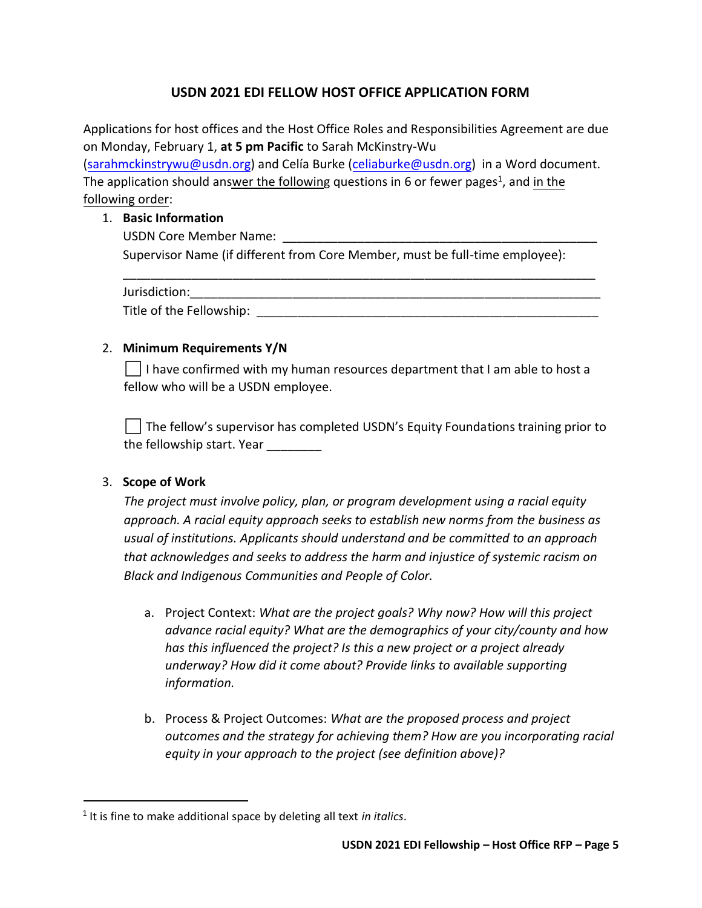## USDN 2021 EDI FELLOW HOST OFFICE APPLICATION FORM

Applications for host offices and the Host Office Roles and Responsibilities Agreement are due on Monday, February 1, **at 5 pm Pacific** to Sarah McKinstry-Wu (sarahmckinstrywu@usdn.org) and Celía Burke (celiaburke@usdn.org) in a Word document. The application should answer the following questions in 6 or fewer pages[1], and in the following order:

1. **Basic Information**

   USDN Core Member Name: ______________________________________________

   Supervisor Name (if different from Core Member, must be full-time employee):

   ______________________________________________________________________

   Jurisdiction:__________________________________________________________

   Title of the Fellowship: _________________________________________________

2. **Minimum Requirements Y/N**

   ☐ I have confirmed with my human resources department that I am able to host a fellow who will be a USDN employee.

   ☐ The fellow's supervisor has completed USDN's Equity Foundations training prior to the fellowship start. Year ________

3. **Scope of Work**

   *The project must involve policy, plan, or program development using a racial equity approach. A racial equity approach seeks to establish new norms from the business as usual of institutions. Applicants should understand and be committed to an approach that acknowledges and seeks to address the harm and injustice of systemic racism on Black and Indigenous Communities and People of Color.*

   a. Project Context: *What are the project goals? Why now? How will this project advance racial equity? What are the demographics of your city/county and how has this influenced the project? Is this a new project or a project already underway? How did it come about? Provide links to available supporting information.*

   b. Process & Project Outcomes: *What are the proposed process and project outcomes and the strategy for achieving them? How are you incorporating racial equity in your approach to the project (see definition above)?*

[1] It is fine to make additional space by deleting all text *in italics*.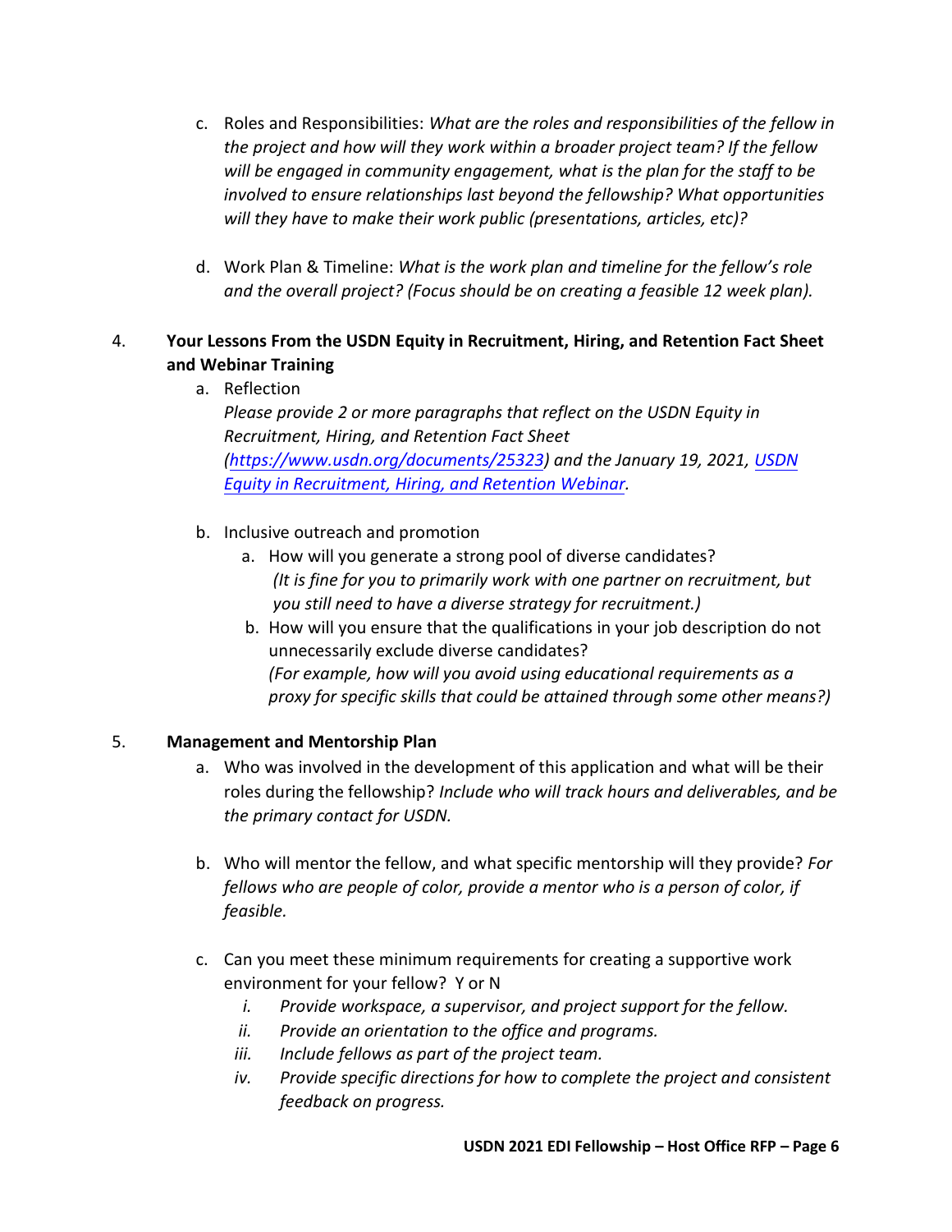c. Roles and Responsibilities: *What are the roles and responsibilities of the fellow in the project and how will they work within a broader project team? If the fellow will be engaged in community engagement, what is the plan for the staff to be involved to ensure relationships last beyond the fellowship? What opportunities will they have to make their work public (presentations, articles, etc)?*

d. Work Plan & Timeline: *What is the work plan and timeline for the fellow's role and the overall project? (Focus should be on creating a feasible 12 week plan).*

4. **Your Lessons From the USDN Equity in Recruitment, Hiring, and Retention Fact Sheet and Webinar Training**

   a. Reflection
   *Please provide 2 or more paragraphs that reflect on the USDN Equity in Recruitment, Hiring, and Retention Fact Sheet ([https://www.usdn.org/documents/25323](https://www.usdn.org/documents/25323)) and the January 19, 2021, [USDN Equity in Recruitment, Hiring, and Retention Webinar](#).*

   b. Inclusive outreach and promotion
      a. How will you generate a strong pool of diverse candidates?
      *(It is fine for you to primarily work with one partner on recruitment, but you still need to have a diverse strategy for recruitment.)*
      b. How will you ensure that the qualifications in your job description do not unnecessarily exclude diverse candidates?
      *(For example, how will you avoid using educational requirements as a proxy for specific skills that could be attained through some other means?)*

5. **Management and Mentorship Plan**

   a. Who was involved in the development of this application and what will be their roles during the fellowship? *Include who will track hours and deliverables, and be the primary contact for USDN.*

   b. Who will mentor the fellow, and what specific mentorship will they provide? *For fellows who are people of color, provide a mentor who is a person of color, if feasible.*

   c. Can you meet these minimum requirements for creating a supportive work environment for your fellow? Y or N
      i. *Provide workspace, a supervisor, and project support for the fellow.*
      ii. *Provide an orientation to the office and programs.*
      iii. *Include fellows as part of the project team.*
      iv. *Provide specific directions for how to complete the project and consistent feedback on progress.*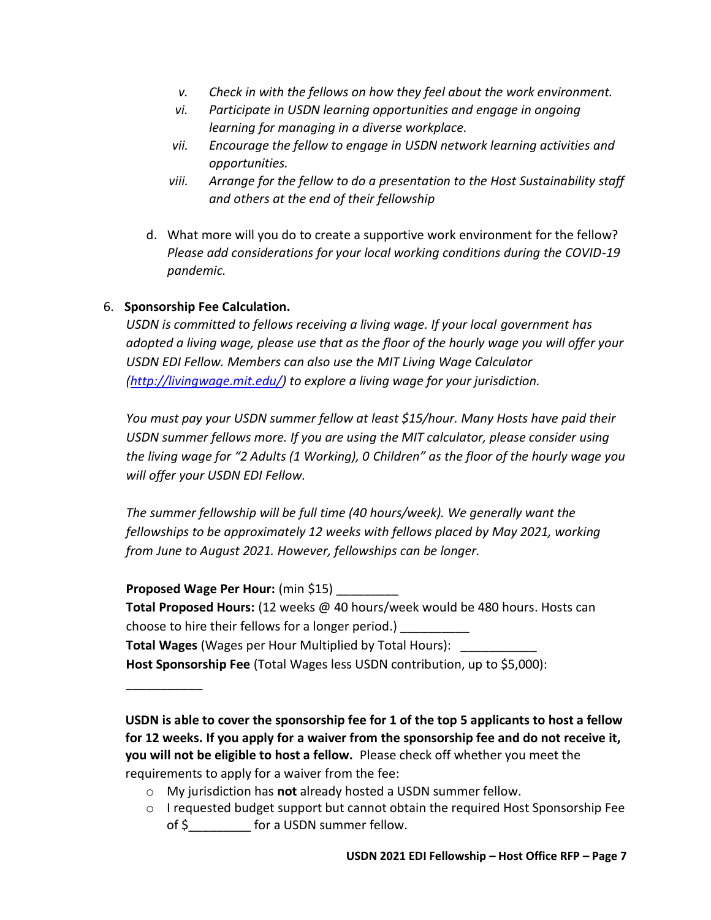v. *Check in with the fellows on how they feel about the work environment.*
vi. *Participate in USDN learning opportunities and engage in ongoing learning for managing in a diverse workplace.*
vii. *Encourage the fellow to engage in USDN network learning activities and opportunities.*
viii. *Arrange for the fellow to do a presentation to the Host Sustainability staff and others at the end of their fellowship*

d. What more will you do to create a supportive work environment for the fellow? *Please add considerations for your local working conditions during the COVID-19 pandemic.*

6. **Sponsorship Fee Calculation.**

*USDN is committed to fellows receiving a living wage. If your local government has adopted a living wage, please use that as the floor of the hourly wage you will offer your USDN EDI Fellow. Members can also use the MIT Living Wage Calculator ([http://livingwage.mit.edu/](http://livingwage.mit.edu/)) to explore a living wage for your jurisdiction.*

*You must pay your USDN summer fellow at least $15/hour. Many Hosts have paid their USDN summer fellows more. If you are using the MIT calculator, please consider using the living wage for "2 Adults (1 Working), 0 Children" as the floor of the hourly wage you will offer your USDN EDI Fellow.*

*The summer fellowship will be full time (40 hours/week). We generally want the fellowships to be approximately 12 weeks with fellows placed by May 2021, working from June to August 2021. However, fellowships can be longer.*

**Proposed Wage Per Hour:** (min $15) _________

**Total Proposed Hours:** (12 weeks @ 40 hours/week would be 480 hours. Hosts can choose to hire their fellows for a longer period.) __________

**Total Wages** (Wages per Hour Multiplied by Total Hours): ___________

**Host Sponsorship Fee** (Total Wages less USDN contribution, up to $5,000): ___________

**USDN is able to cover the sponsorship fee for 1 of the top 5 applicants to host a fellow for 12 weeks. If you apply for a waiver from the sponsorship fee and do not receive it, you will not be eligible to host a fellow.** Please check off whether you meet the requirements to apply for a waiver from the fee:

- My jurisdiction has **not** already hosted a USDN summer fellow.
- I requested budget support but cannot obtain the required Host Sponsorship Fee of $_________ for a USDN summer fellow.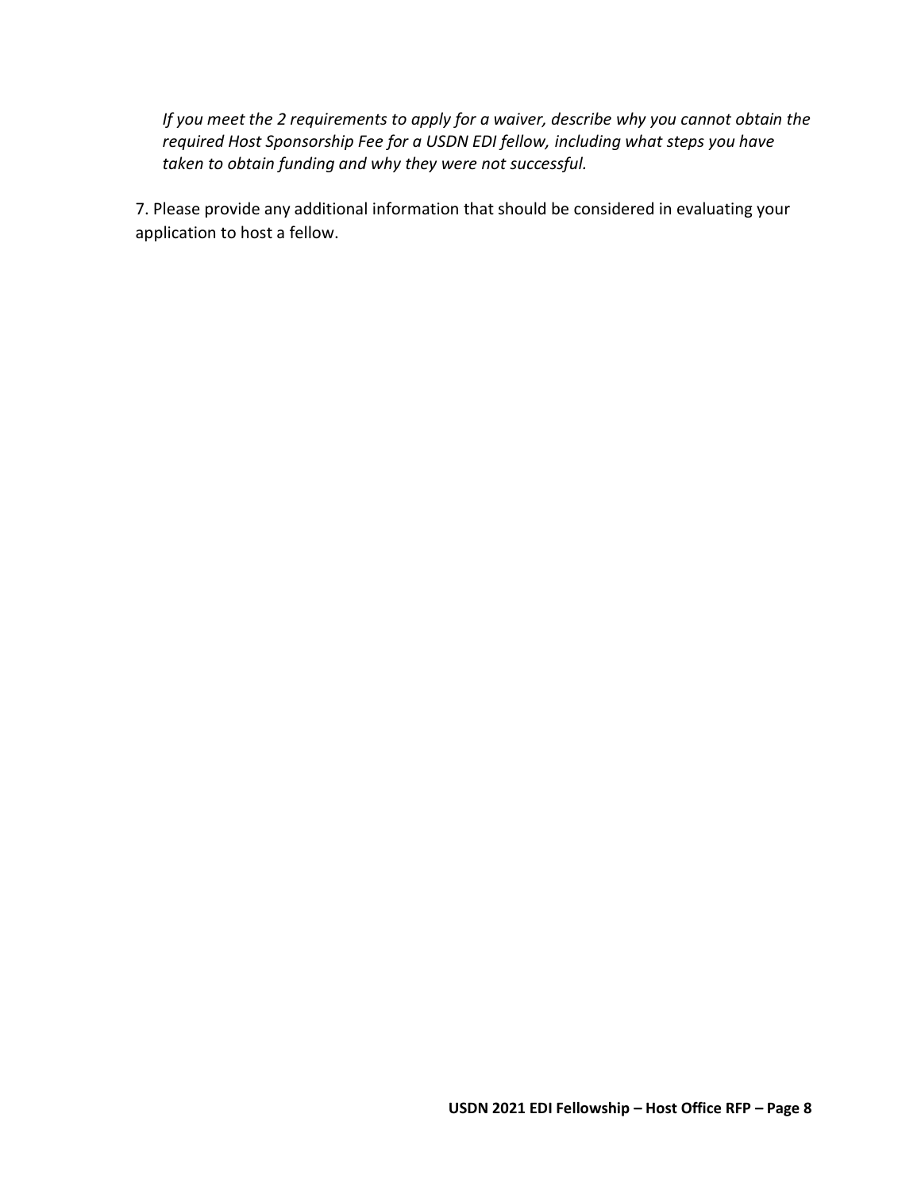*If you meet the 2 requirements to apply for a waiver, describe why you cannot obtain the required Host Sponsorship Fee for a USDN EDI fellow, including what steps you have taken to obtain funding and why they were not successful.*

7. Please provide any additional information that should be considered in evaluating your application to host a fellow.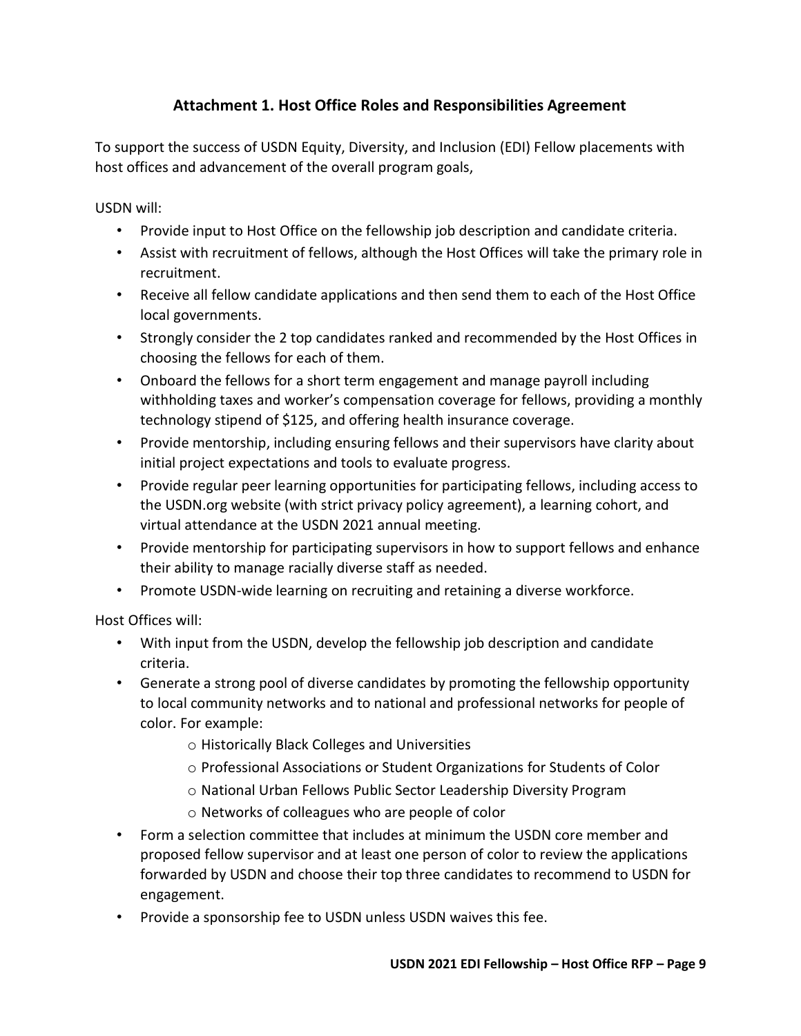### Attachment 1. Host Office Roles and Responsibilities Agreement

To support the success of USDN Equity, Diversity, and Inclusion (EDI) Fellow placements with host offices and advancement of the overall program goals,

USDN will:

- Provide input to Host Office on the fellowship job description and candidate criteria.
- Assist with recruitment of fellows, although the Host Offices will take the primary role in recruitment.
- Receive all fellow candidate applications and then send them to each of the Host Office local governments.
- Strongly consider the 2 top candidates ranked and recommended by the Host Offices in choosing the fellows for each of them.
- Onboard the fellows for a short term engagement and manage payroll including withholding taxes and worker's compensation coverage for fellows, providing a monthly technology stipend of $125, and offering health insurance coverage.
- Provide mentorship, including ensuring fellows and their supervisors have clarity about initial project expectations and tools to evaluate progress.
- Provide regular peer learning opportunities for participating fellows, including access to the USDN.org website (with strict privacy policy agreement), a learning cohort, and virtual attendance at the USDN 2021 annual meeting.
- Provide mentorship for participating supervisors in how to support fellows and enhance their ability to manage racially diverse staff as needed.
- Promote USDN-wide learning on recruiting and retaining a diverse workforce.

Host Offices will:

- With input from the USDN, develop the fellowship job description and candidate criteria.
- Generate a strong pool of diverse candidates by promoting the fellowship opportunity to local community networks and to national and professional networks for people of color. For example:
  - Historically Black Colleges and Universities
  - Professional Associations or Student Organizations for Students of Color
  - National Urban Fellows Public Sector Leadership Diversity Program
  - Networks of colleagues who are people of color
- Form a selection committee that includes at minimum the USDN core member and proposed fellow supervisor and at least one person of color to review the applications forwarded by USDN and choose their top three candidates to recommend to USDN for engagement.
- Provide a sponsorship fee to USDN unless USDN waives this fee.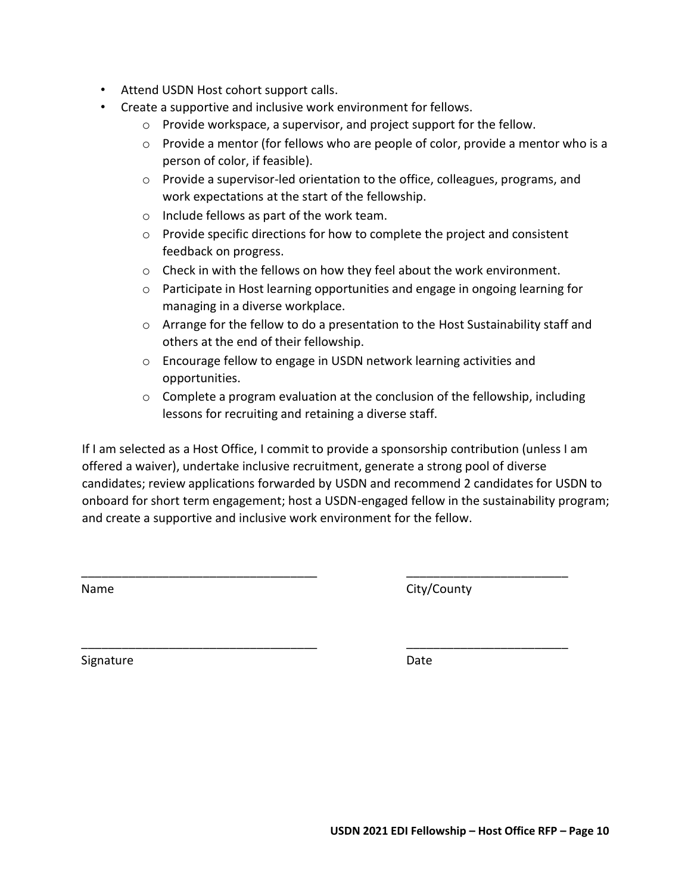- Attend USDN Host cohort support calls.
- Create a supportive and inclusive work environment for fellows.
    - Provide workspace, a supervisor, and project support for the fellow.
    - Provide a mentor (for fellows who are people of color, provide a mentor who is a person of color, if feasible).
    - Provide a supervisor-led orientation to the office, colleagues, programs, and work expectations at the start of the fellowship.
    - Include fellows as part of the work team.
    - Provide specific directions for how to complete the project and consistent feedback on progress.
    - Check in with the fellows on how they feel about the work environment.
    - Participate in Host learning opportunities and engage in ongoing learning for managing in a diverse workplace.
    - Arrange for the fellow to do a presentation to the Host Sustainability staff and others at the end of their fellowship.
    - Encourage fellow to engage in USDN network learning activities and opportunities.
    - Complete a program evaluation at the conclusion of the fellowship, including lessons for recruiting and retaining a diverse staff.

If I am selected as a Host Office, I commit to provide a sponsorship contribution (unless I am offered a waiver), undertake inclusive recruitment, generate a strong pool of diverse candidates; review applications forwarded by USDN and recommend 2 candidates for USDN to onboard for short term engagement; host a USDN-engaged fellow in the sustainability program; and create a supportive and inclusive work environment for the fellow.

___________________________________ ________________________

Name City/County

___________________________________ ________________________

Signature Date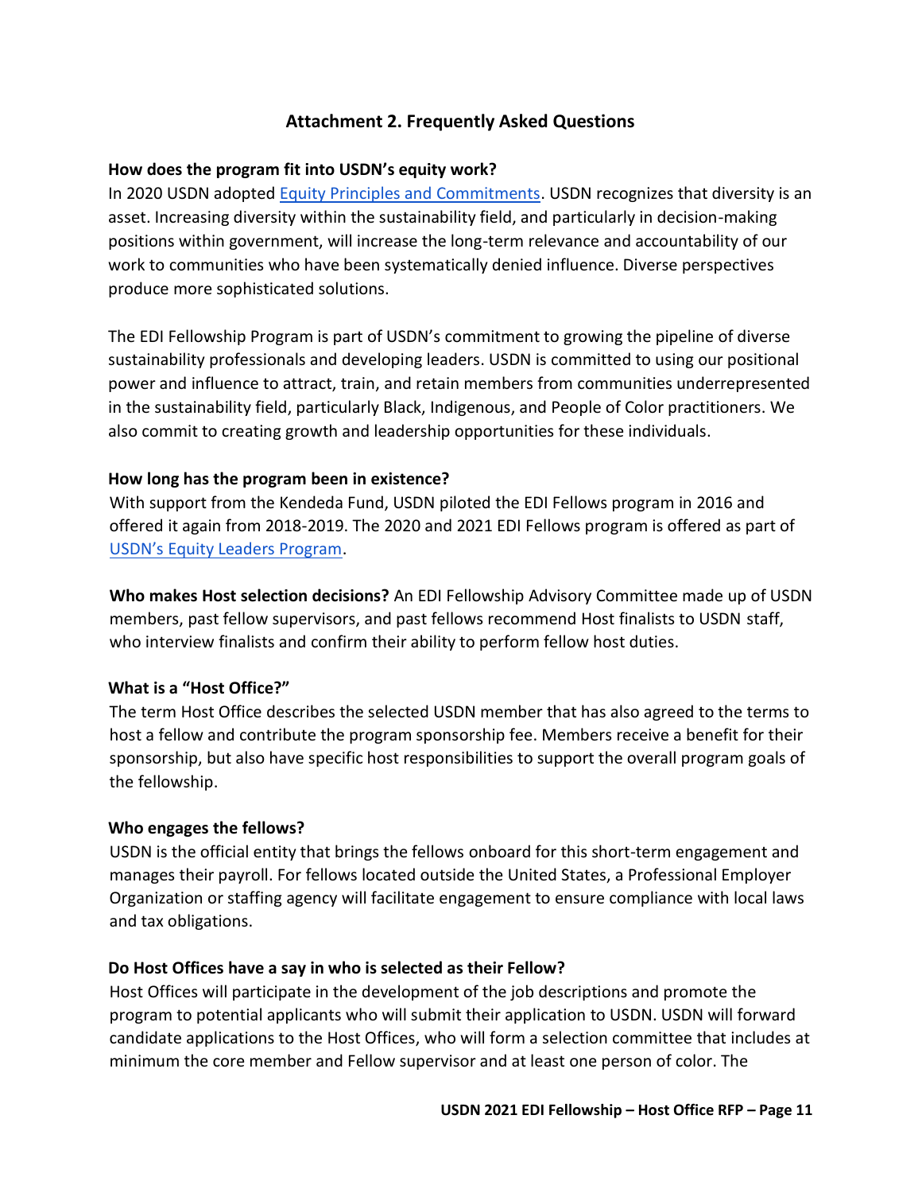## Attachment 2. Frequently Asked Questions

**How does the program fit into USDN's equity work?**

In 2020 USDN adopted [Equity Principles and Commitments](). USDN recognizes that diversity is an asset. Increasing diversity within the sustainability field, and particularly in decision-making positions within government, will increase the long-term relevance and accountability of our work to communities who have been systematically denied influence. Diverse perspectives produce more sophisticated solutions.

The EDI Fellowship Program is part of USDN's commitment to growing the pipeline of diverse sustainability professionals and developing leaders. USDN is committed to using our positional power and influence to attract, train, and retain members from communities underrepresented in the sustainability field, particularly Black, Indigenous, and People of Color practitioners. We also commit to creating growth and leadership opportunities for these individuals.

**How long has the program been in existence?**

With support from the Kendeda Fund, USDN piloted the EDI Fellows program in 2016 and offered it again from 2018-2019. The 2020 and 2021 EDI Fellows program is offered as part of [USDN's Equity Leaders Program]().

**Who makes Host selection decisions?** An EDI Fellowship Advisory Committee made up of USDN members, past fellow supervisors, and past fellows recommend Host finalists to USDN staff, who interview finalists and confirm their ability to perform fellow host duties.

**What is a "Host Office?"**

The term Host Office describes the selected USDN member that has also agreed to the terms to host a fellow and contribute the program sponsorship fee. Members receive a benefit for their sponsorship, but also have specific host responsibilities to support the overall program goals of the fellowship.

**Who engages the fellows?**

USDN is the official entity that brings the fellows onboard for this short-term engagement and manages their payroll. For fellows located outside the United States, a Professional Employer Organization or staffing agency will facilitate engagement to ensure compliance with local laws and tax obligations.

**Do Host Offices have a say in who is selected as their Fellow?**

Host Offices will participate in the development of the job descriptions and promote the program to potential applicants who will submit their application to USDN. USDN will forward candidate applications to the Host Offices, who will form a selection committee that includes at minimum the core member and Fellow supervisor and at least one person of color. The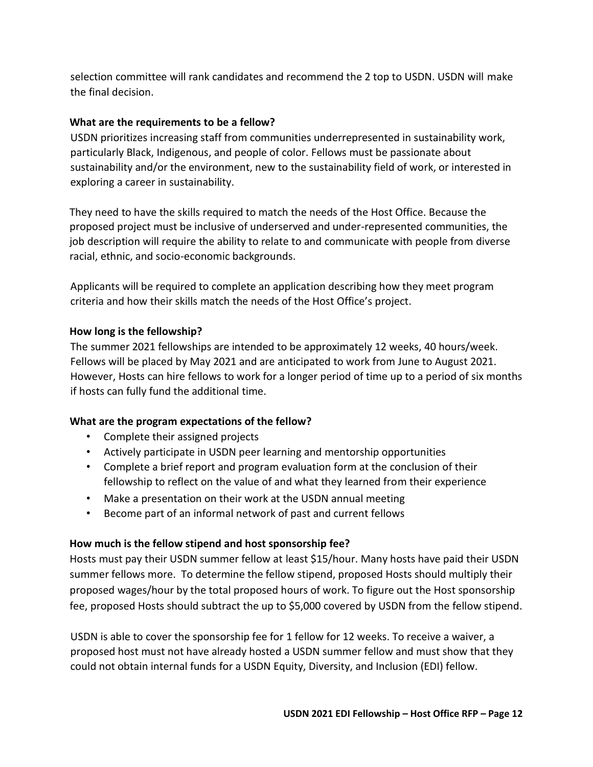selection committee will rank candidates and recommend the 2 top to USDN. USDN will make the final decision.

**What are the requirements to be a fellow?**

USDN prioritizes increasing staff from communities underrepresented in sustainability work, particularly Black, Indigenous, and people of color. Fellows must be passionate about sustainability and/or the environment, new to the sustainability field of work, or interested in exploring a career in sustainability.

They need to have the skills required to match the needs of the Host Office. Because the proposed project must be inclusive of underserved and under-represented communities, the job description will require the ability to relate to and communicate with people from diverse racial, ethnic, and socio-economic backgrounds.

Applicants will be required to complete an application describing how they meet program criteria and how their skills match the needs of the Host Office's project.

**How long is the fellowship?**

The summer 2021 fellowships are intended to be approximately 12 weeks, 40 hours/week. Fellows will be placed by May 2021 and are anticipated to work from June to August 2021. However, Hosts can hire fellows to work for a longer period of time up to a period of six months if hosts can fully fund the additional time.

**What are the program expectations of the fellow?**

- Complete their assigned projects
- Actively participate in USDN peer learning and mentorship opportunities
- Complete a brief report and program evaluation form at the conclusion of their fellowship to reflect on the value of and what they learned from their experience
- Make a presentation on their work at the USDN annual meeting
- Become part of an informal network of past and current fellows

**How much is the fellow stipend and host sponsorship fee?**

Hosts must pay their USDN summer fellow at least $15/hour. Many hosts have paid their USDN summer fellows more. To determine the fellow stipend, proposed Hosts should multiply their proposed wages/hour by the total proposed hours of work. To figure out the Host sponsorship fee, proposed Hosts should subtract the up to $5,000 covered by USDN from the fellow stipend.

USDN is able to cover the sponsorship fee for 1 fellow for 12 weeks. To receive a waiver, a proposed host must not have already hosted a USDN summer fellow and must show that they could not obtain internal funds for a USDN Equity, Diversity, and Inclusion (EDI) fellow.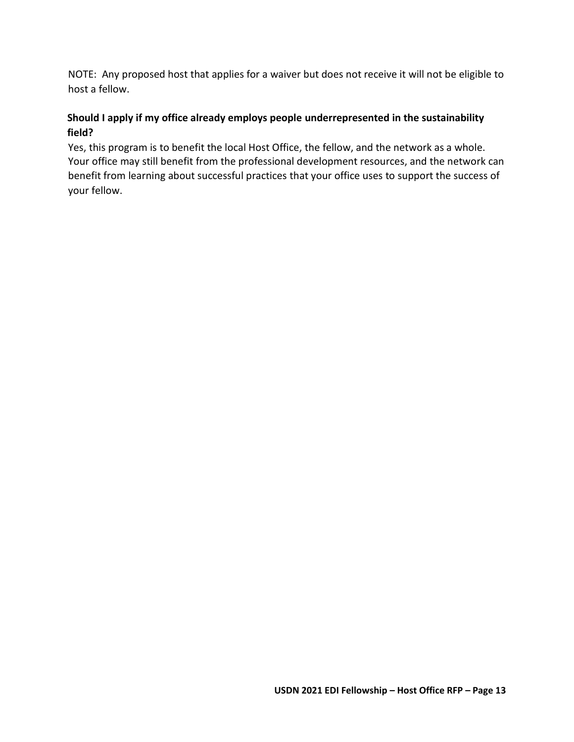NOTE: Any proposed host that applies for a waiver but does not receive it will not be eligible to host a fellow.

**Should I apply if my office already employs people underrepresented in the sustainability field?**

Yes, this program is to benefit the local Host Office, the fellow, and the network as a whole. Your office may still benefit from the professional development resources, and the network can benefit from learning about successful practices that your office uses to support the success of your fellow.